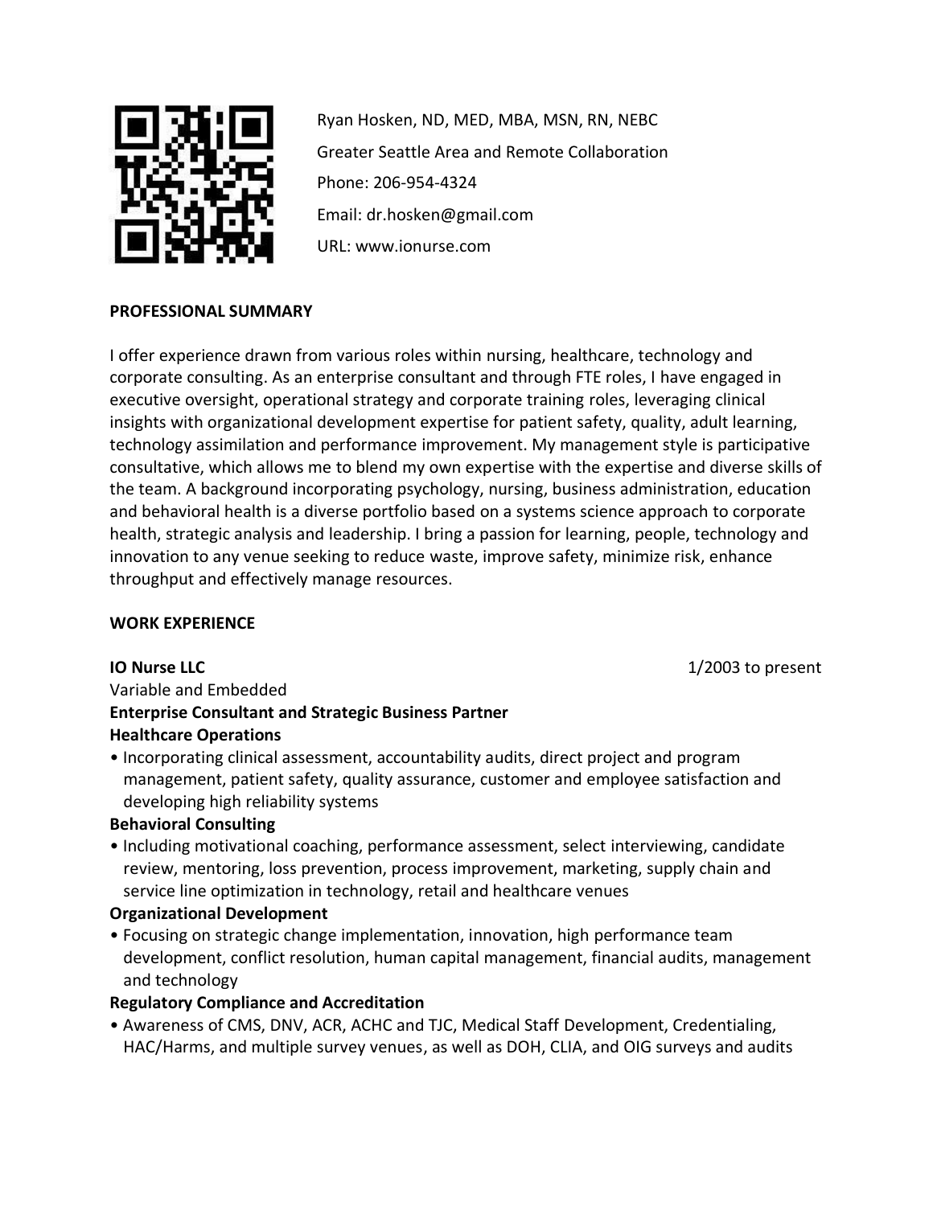Ryan Hosken, ND, MED, MBA, MSN, RN, NEBC

Greater Seattle Area and Remote Collaboration

Phone: 206-954-4324

Email: dr.hosken@gmail.com

URL: www.ionurse.com

**PROFESSIONAL SUMMARY**

I offer experience drawn from various roles within nursing, healthcare, technology and corporate consulting. As an enterprise consultant and through FTE roles, I have engaged in executive oversight, operational strategy and corporate training roles, leveraging clinical insights with organizational development expertise for patient safety, quality, adult learning, technology assimilation and performance improvement. My management style is participative consultative, which allows me to blend my own expertise with the expertise and diverse skills of the team. A background incorporating psychology, nursing, business administration, education and behavioral health is a diverse portfolio based on a systems science approach to corporate health, strategic analysis and leadership. I bring a passion for learning, people, technology and innovation to any venue seeking to reduce waste, improve safety, minimize risk, enhance throughput and effectively manage resources.

**WORK EXPERIENCE**

**IO Nurse LLC** 1/2003 to present

Variable and Embedded

**Enterprise Consultant and Strategic Business Partner**

**Healthcare Operations**

- Incorporating clinical assessment, accountability audits, direct project and program management, patient safety, quality assurance, customer and employee satisfaction and developing high reliability systems

**Behavioral Consulting**

- Including motivational coaching, performance assessment, select interviewing, candidate review, mentoring, loss prevention, process improvement, marketing, supply chain and service line optimization in technology, retail and healthcare venues

**Organizational Development**

- Focusing on strategic change implementation, innovation, high performance team development, conflict resolution, human capital management, financial audits, management and technology

**Regulatory Compliance and Accreditation**

- Awareness of CMS, DNV, ACR, ACHC and TJC, Medical Staff Development, Credentialing, HAC/Harms, and multiple survey venues, as well as DOH, CLIA, and OIG surveys and audits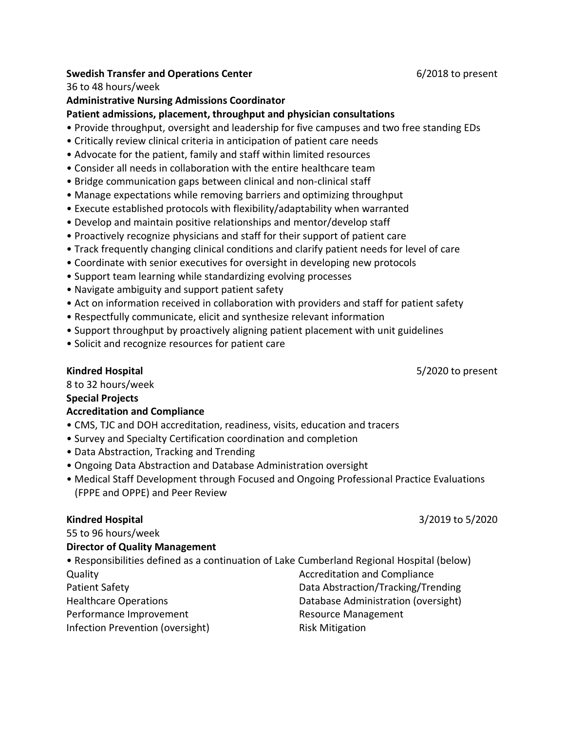**Swedish Transfer and Operations Center** 6/2018 to present

36 to 48 hours/week

**Administrative Nursing Admissions Coordinator**

**Patient admissions, placement, throughput and physician consultations**

- Provide throughput, oversight and leadership for five campuses and two free standing EDs
- Critically review clinical criteria in anticipation of patient care needs
- Advocate for the patient, family and staff within limited resources
- Consider all needs in collaboration with the entire healthcare team
- Bridge communication gaps between clinical and non-clinical staff
- Manage expectations while removing barriers and optimizing throughput
- Execute established protocols with flexibility/adaptability when warranted
- Develop and maintain positive relationships and mentor/develop staff
- Proactively recognize physicians and staff for their support of patient care
- Track frequently changing clinical conditions and clarify patient needs for level of care
- Coordinate with senior executives for oversight in developing new protocols
- Support team learning while standardizing evolving processes
- Navigate ambiguity and support patient safety
- Act on information received in collaboration with providers and staff for patient safety
- Respectfully communicate, elicit and synthesize relevant information
- Support throughput by proactively aligning patient placement with unit guidelines
- Solicit and recognize resources for patient care

**Kindred Hospital** 5/2020 to present

8 to 32 hours/week

**Special Projects**

**Accreditation and Compliance**

- CMS, TJC and DOH accreditation, readiness, visits, education and tracers
- Survey and Specialty Certification coordination and completion
- Data Abstraction, Tracking and Trending
- Ongoing Data Abstraction and Database Administration oversight
- Medical Staff Development through Focused and Ongoing Professional Practice Evaluations (FPPE and OPPE) and Peer Review

**Kindred Hospital** 3/2019 to 5/2020

55 to 96 hours/week

**Director of Quality Management**

- Responsibilities defined as a continuation of Lake Cumberland Regional Hospital (below)

Quality
Patient Safety
Healthcare Operations
Performance Improvement
Infection Prevention (oversight)
Accreditation and Compliance
Data Abstraction/Tracking/Trending
Database Administration (oversight)
Resource Management
Risk Mitigation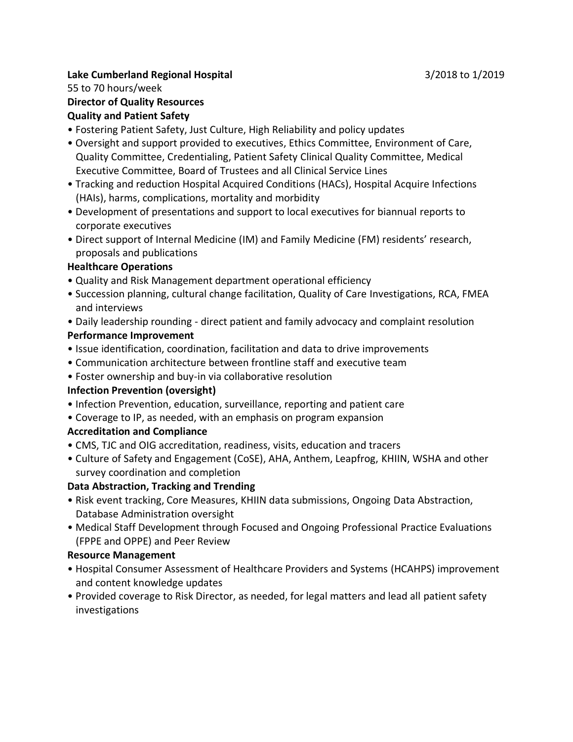**Lake Cumberland Regional Hospital** 3/2018 to 1/2019

55 to 70 hours/week

**Director of Quality Resources**

**Quality and Patient Safety**

- Fostering Patient Safety, Just Culture, High Reliability and policy updates
- Oversight and support provided to executives, Ethics Committee, Environment of Care, Quality Committee, Credentialing, Patient Safety Clinical Quality Committee, Medical Executive Committee, Board of Trustees and all Clinical Service Lines
- Tracking and reduction Hospital Acquired Conditions (HACs), Hospital Acquire Infections (HAIs), harms, complications, mortality and morbidity
- Development of presentations and support to local executives for biannual reports to corporate executives
- Direct support of Internal Medicine (IM) and Family Medicine (FM) residents' research, proposals and publications

**Healthcare Operations**

- Quality and Risk Management department operational efficiency
- Succession planning, cultural change facilitation, Quality of Care Investigations, RCA, FMEA and interviews
- Daily leadership rounding - direct patient and family advocacy and complaint resolution

**Performance Improvement**

- Issue identification, coordination, facilitation and data to drive improvements
- Communication architecture between frontline staff and executive team
- Foster ownership and buy-in via collaborative resolution

**Infection Prevention (oversight)**

- Infection Prevention, education, surveillance, reporting and patient care
- Coverage to IP, as needed, with an emphasis on program expansion

**Accreditation and Compliance**

- CMS, TJC and OIG accreditation, readiness, visits, education and tracers
- Culture of Safety and Engagement (CoSE), AHA, Anthem, Leapfrog, KHIIN, WSHA and other survey coordination and completion

**Data Abstraction, Tracking and Trending**

- Risk event tracking, Core Measures, KHIIN data submissions, Ongoing Data Abstraction, Database Administration oversight
- Medical Staff Development through Focused and Ongoing Professional Practice Evaluations (FPPE and OPPE) and Peer Review

**Resource Management**

- Hospital Consumer Assessment of Healthcare Providers and Systems (HCAHPS) improvement and content knowledge updates
- Provided coverage to Risk Director, as needed, for legal matters and lead all patient safety investigations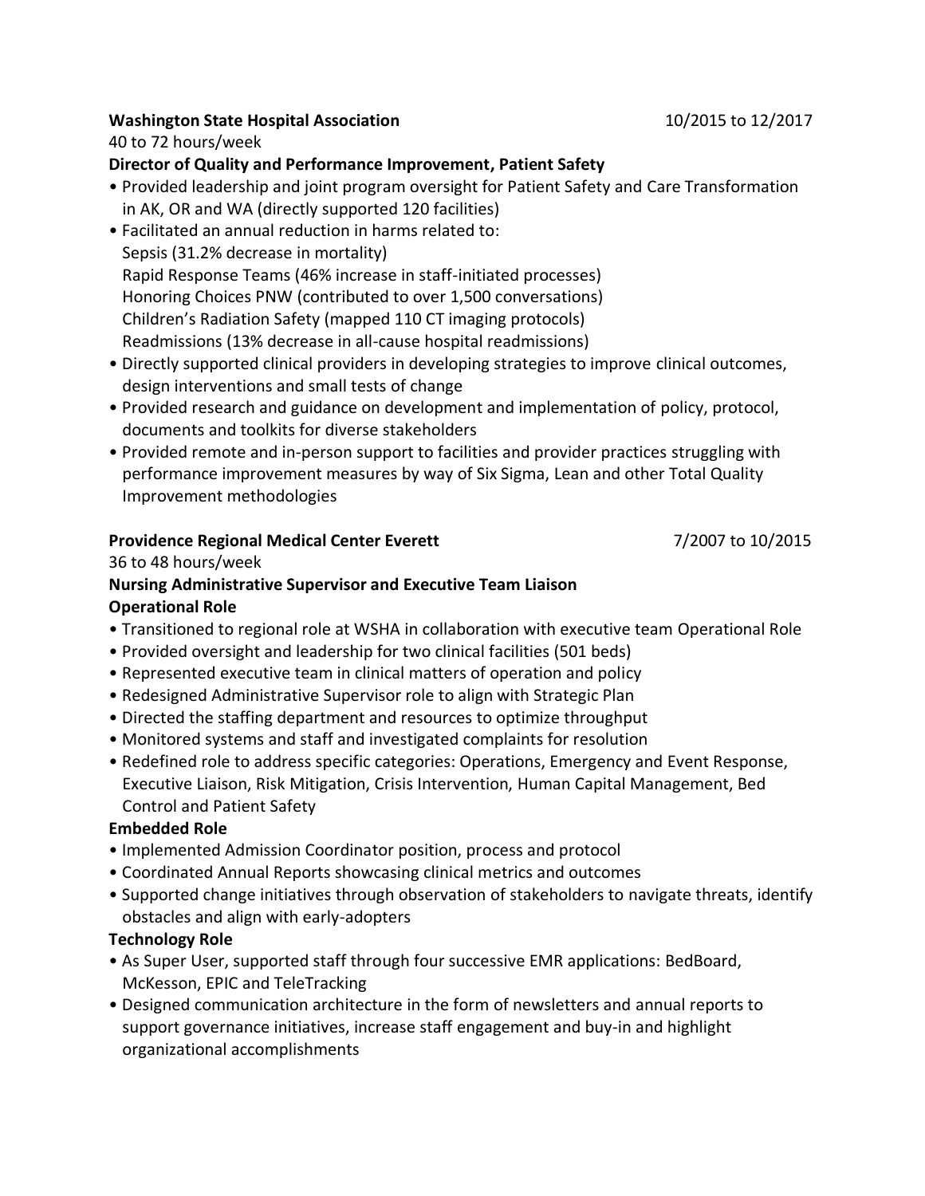**Washington State Hospital Association** 10/2015 to 12/2017

40 to 72 hours/week

**Director of Quality and Performance Improvement, Patient Safety**

- Provided leadership and joint program oversight for Patient Safety and Care Transformation in AK, OR and WA (directly supported 120 facilities)
- Facilitated an annual reduction in harms related to:
  Sepsis (31.2% decrease in mortality)
  Rapid Response Teams (46% increase in staff-initiated processes)
  Honoring Choices PNW (contributed to over 1,500 conversations)
  Children's Radiation Safety (mapped 110 CT imaging protocols)
  Readmissions (13% decrease in all-cause hospital readmissions)
- Directly supported clinical providers in developing strategies to improve clinical outcomes, design interventions and small tests of change
- Provided research and guidance on development and implementation of policy, protocol, documents and toolkits for diverse stakeholders
- Provided remote and in-person support to facilities and provider practices struggling with performance improvement measures by way of Six Sigma, Lean and other Total Quality Improvement methodologies

**Providence Regional Medical Center Everett** 7/2007 to 10/2015

36 to 48 hours/week

**Nursing Administrative Supervisor and Executive Team Liaison**

**Operational Role**

- Transitioned to regional role at WSHA in collaboration with executive team Operational Role
- Provided oversight and leadership for two clinical facilities (501 beds)
- Represented executive team in clinical matters of operation and policy
- Redesigned Administrative Supervisor role to align with Strategic Plan
- Directed the staffing department and resources to optimize throughput
- Monitored systems and staff and investigated complaints for resolution
- Redefined role to address specific categories: Operations, Emergency and Event Response, Executive Liaison, Risk Mitigation, Crisis Intervention, Human Capital Management, Bed Control and Patient Safety

**Embedded Role**

- Implemented Admission Coordinator position, process and protocol
- Coordinated Annual Reports showcasing clinical metrics and outcomes
- Supported change initiatives through observation of stakeholders to navigate threats, identify obstacles and align with early-adopters

**Technology Role**

- As Super User, supported staff through four successive EMR applications: BedBoard, McKesson, EPIC and TeleTracking
- Designed communication architecture in the form of newsletters and annual reports to support governance initiatives, increase staff engagement and buy-in and highlight organizational accomplishments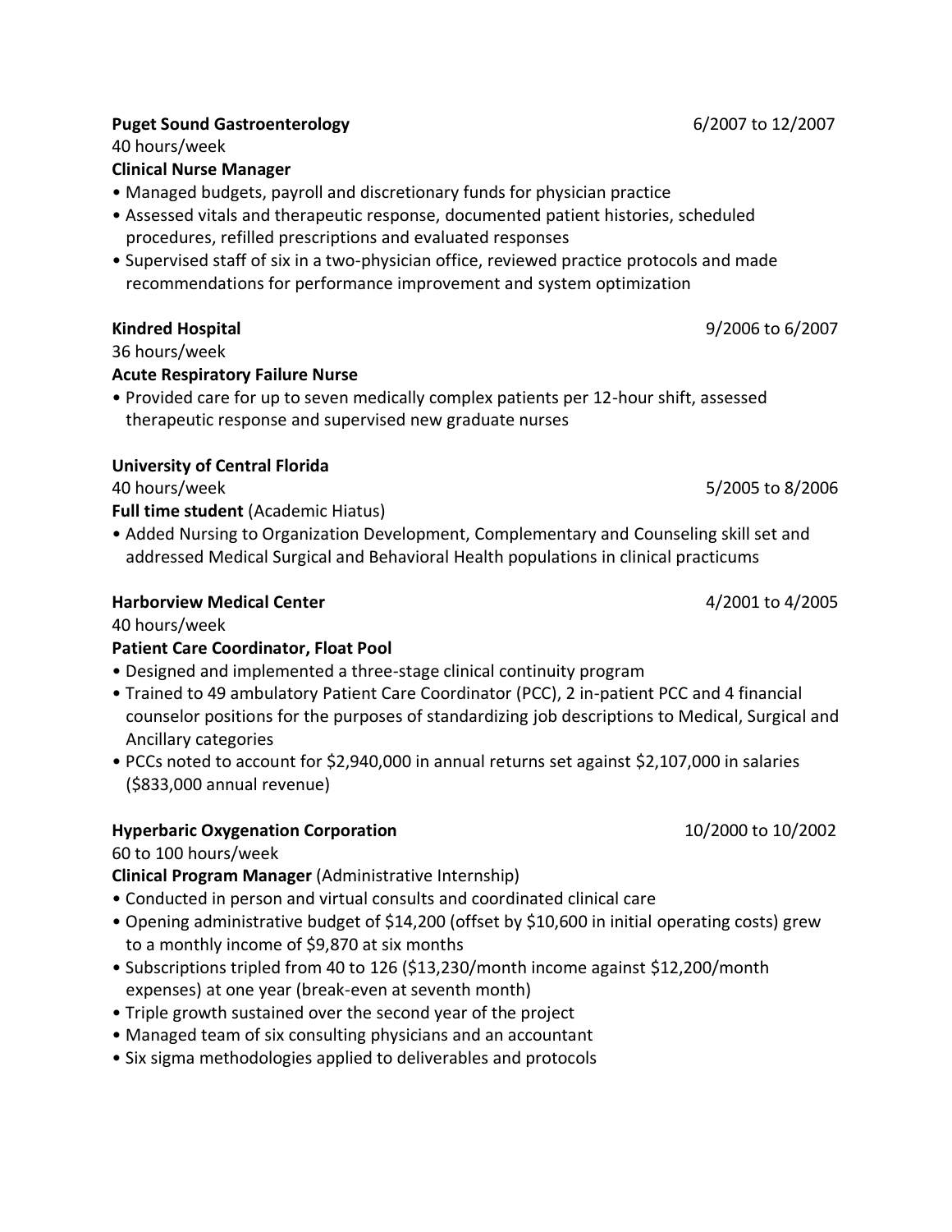**Puget Sound Gastroenterology** 6/2007 to 12/2007

40 hours/week

**Clinical Nurse Manager**

- Managed budgets, payroll and discretionary funds for physician practice
- Assessed vitals and therapeutic response, documented patient histories, scheduled procedures, refilled prescriptions and evaluated responses
- Supervised staff of six in a two-physician office, reviewed practice protocols and made recommendations for performance improvement and system optimization

**Kindred Hospital** 9/2006 to 6/2007

36 hours/week

**Acute Respiratory Failure Nurse**

- Provided care for up to seven medically complex patients per 12-hour shift, assessed therapeutic response and supervised new graduate nurses

**University of Central Florida**

40 hours/week 5/2005 to 8/2006

**Full time student** (Academic Hiatus)

- Added Nursing to Organization Development, Complementary and Counseling skill set and addressed Medical Surgical and Behavioral Health populations in clinical practicums

**Harborview Medical Center** 4/2001 to 4/2005

40 hours/week

**Patient Care Coordinator, Float Pool**

- Designed and implemented a three-stage clinical continuity program
- Trained to 49 ambulatory Patient Care Coordinator (PCC), 2 in-patient PCC and 4 financial counselor positions for the purposes of standardizing job descriptions to Medical, Surgical and Ancillary categories
- PCCs noted to account for $2,940,000 in annual returns set against $2,107,000 in salaries ($833,000 annual revenue)

**Hyperbaric Oxygenation Corporation** 10/2000 to 10/2002

60 to 100 hours/week

**Clinical Program Manager** (Administrative Internship)

- Conducted in person and virtual consults and coordinated clinical care
- Opening administrative budget of $14,200 (offset by $10,600 in initial operating costs) grew to a monthly income of $9,870 at six months
- Subscriptions tripled from 40 to 126 ($13,230/month income against $12,200/month expenses) at one year (break-even at seventh month)
- Triple growth sustained over the second year of the project
- Managed team of six consulting physicians and an accountant
- Six sigma methodologies applied to deliverables and protocols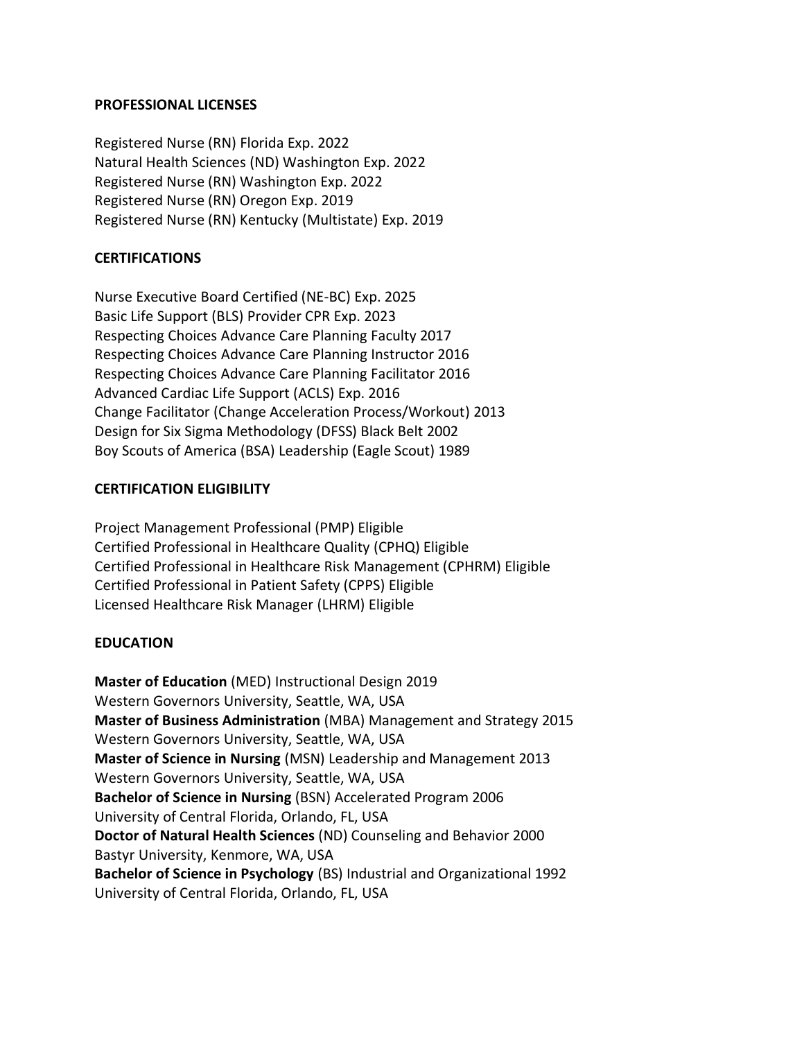## PROFESSIONAL LICENSES

Registered Nurse (RN) Florida Exp. 2022
Natural Health Sciences (ND) Washington Exp. 2022
Registered Nurse (RN) Washington Exp. 2022
Registered Nurse (RN) Oregon Exp. 2019
Registered Nurse (RN) Kentucky (Multistate) Exp. 2019

## CERTIFICATIONS

Nurse Executive Board Certified (NE-BC) Exp. 2025
Basic Life Support (BLS) Provider CPR Exp. 2023
Respecting Choices Advance Care Planning Faculty 2017
Respecting Choices Advance Care Planning Instructor 2016
Respecting Choices Advance Care Planning Facilitator 2016
Advanced Cardiac Life Support (ACLS) Exp. 2016
Change Facilitator (Change Acceleration Process/Workout) 2013
Design for Six Sigma Methodology (DFSS) Black Belt 2002
Boy Scouts of America (BSA) Leadership (Eagle Scout) 1989

## CERTIFICATION ELIGIBILITY

Project Management Professional (PMP) Eligible
Certified Professional in Healthcare Quality (CPHQ) Eligible
Certified Professional in Healthcare Risk Management (CPHRM) Eligible
Certified Professional in Patient Safety (CPPS) Eligible
Licensed Healthcare Risk Manager (LHRM) Eligible

## EDUCATION

**Master of Education** (MED) Instructional Design 2019
Western Governors University, Seattle, WA, USA
**Master of Business Administration** (MBA) Management and Strategy 2015
Western Governors University, Seattle, WA, USA
**Master of Science in Nursing** (MSN) Leadership and Management 2013
Western Governors University, Seattle, WA, USA
**Bachelor of Science in Nursing** (BSN) Accelerated Program 2006
University of Central Florida, Orlando, FL, USA
**Doctor of Natural Health Sciences** (ND) Counseling and Behavior 2000
Bastyr University, Kenmore, WA, USA
**Bachelor of Science in Psychology** (BS) Industrial and Organizational 1992
University of Central Florida, Orlando, FL, USA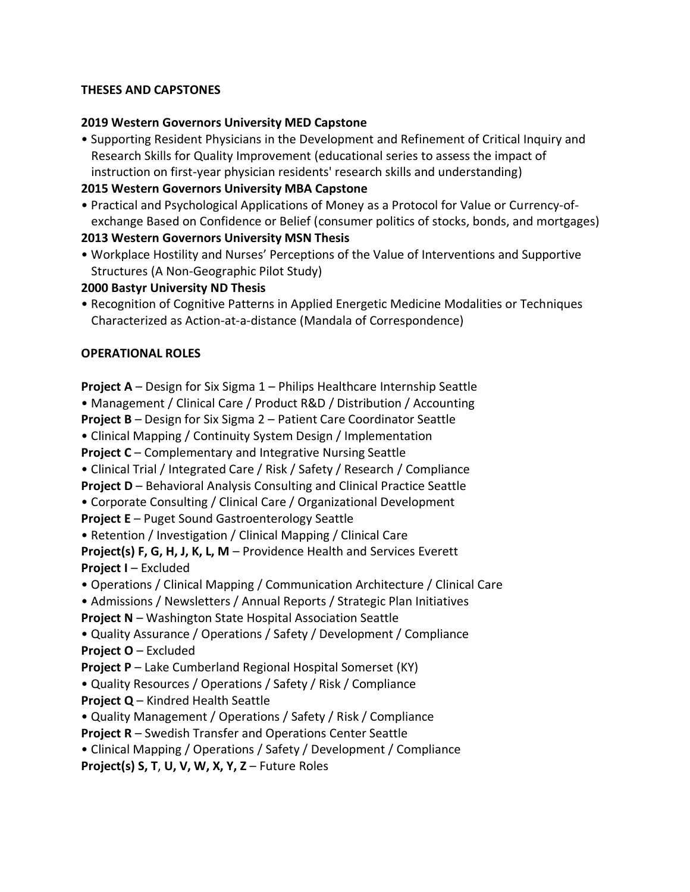## THESES AND CAPSTONES

**2019 Western Governors University MED Capstone**

- Supporting Resident Physicians in the Development and Refinement of Critical Inquiry and Research Skills for Quality Improvement (educational series to assess the impact of instruction on first-year physician residents' research skills and understanding)

**2015 Western Governors University MBA Capstone**

- Practical and Psychological Applications of Money as a Protocol for Value or Currency-of-exchange Based on Confidence or Belief (consumer politics of stocks, bonds, and mortgages)

**2013 Western Governors University MSN Thesis**

- Workplace Hostility and Nurses' Perceptions of the Value of Interventions and Supportive Structures (A Non-Geographic Pilot Study)

**2000 Bastyr University ND Thesis**

- Recognition of Cognitive Patterns in Applied Energetic Medicine Modalities or Techniques Characterized as Action-at-a-distance (Mandala of Correspondence)

## OPERATIONAL ROLES

**Project A** – Design for Six Sigma 1 – Philips Healthcare Internship Seattle

- Management / Clinical Care / Product R&D / Distribution / Accounting

**Project B** – Design for Six Sigma 2 – Patient Care Coordinator Seattle

- Clinical Mapping / Continuity System Design / Implementation

**Project C** – Complementary and Integrative Nursing Seattle

- Clinical Trial / Integrated Care / Risk / Safety / Research / Compliance

**Project D** – Behavioral Analysis Consulting and Clinical Practice Seattle

- Corporate Consulting / Clinical Care / Organizational Development

**Project E** – Puget Sound Gastroenterology Seattle

- Retention / Investigation / Clinical Mapping / Clinical Care

**Project(s) F, G, H, J, K, L, M** – Providence Health and Services Everett

**Project I** – Excluded

- Operations / Clinical Mapping / Communication Architecture / Clinical Care
- Admissions / Newsletters / Annual Reports / Strategic Plan Initiatives

**Project N** – Washington State Hospital Association Seattle

- Quality Assurance / Operations / Safety / Development / Compliance

**Project O** – Excluded

**Project P** – Lake Cumberland Regional Hospital Somerset (KY)

- Quality Resources / Operations / Safety / Risk / Compliance

**Project Q** – Kindred Health Seattle

- Quality Management / Operations / Safety / Risk / Compliance

**Project R** – Swedish Transfer and Operations Center Seattle

- Clinical Mapping / Operations / Safety / Development / Compliance

**Project(s) S, T, U, V, W, X, Y, Z** – Future Roles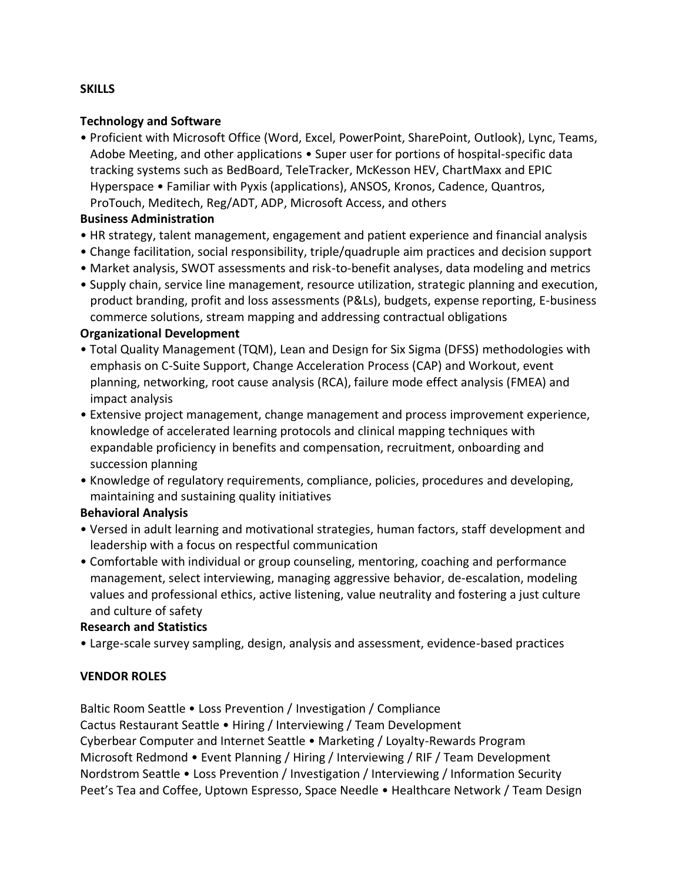**SKILLS**

**Technology and Software**

- Proficient with Microsoft Office (Word, Excel, PowerPoint, SharePoint, Outlook), Lync, Teams, Adobe Meeting, and other applications • Super user for portions of hospital-specific data tracking systems such as BedBoard, TeleTracker, McKesson HEV, ChartMaxx and EPIC Hyperspace • Familiar with Pyxis (applications), ANSOS, Kronos, Cadence, Quantros, ProTouch, Meditech, Reg/ADT, ADP, Microsoft Access, and others

**Business Administration**

- HR strategy, talent management, engagement and patient experience and financial analysis
- Change facilitation, social responsibility, triple/quadruple aim practices and decision support
- Market analysis, SWOT assessments and risk-to-benefit analyses, data modeling and metrics
- Supply chain, service line management, resource utilization, strategic planning and execution, product branding, profit and loss assessments (P&Ls), budgets, expense reporting, E-business commerce solutions, stream mapping and addressing contractual obligations

**Organizational Development**

- Total Quality Management (TQM), Lean and Design for Six Sigma (DFSS) methodologies with emphasis on C-Suite Support, Change Acceleration Process (CAP) and Workout, event planning, networking, root cause analysis (RCA), failure mode effect analysis (FMEA) and impact analysis
- Extensive project management, change management and process improvement experience, knowledge of accelerated learning protocols and clinical mapping techniques with expandable proficiency in benefits and compensation, recruitment, onboarding and succession planning
- Knowledge of regulatory requirements, compliance, policies, procedures and developing, maintaining and sustaining quality initiatives

**Behavioral Analysis**

- Versed in adult learning and motivational strategies, human factors, staff development and leadership with a focus on respectful communication
- Comfortable with individual or group counseling, mentoring, coaching and performance management, select interviewing, managing aggressive behavior, de-escalation, modeling values and professional ethics, active listening, value neutrality and fostering a just culture and culture of safety

**Research and Statistics**

- Large-scale survey sampling, design, analysis and assessment, evidence-based practices

**VENDOR ROLES**

Baltic Room Seattle • Loss Prevention / Investigation / Compliance
Cactus Restaurant Seattle • Hiring / Interviewing / Team Development
Cyberbear Computer and Internet Seattle • Marketing / Loyalty-Rewards Program
Microsoft Redmond • Event Planning / Hiring / Interviewing / RIF / Team Development
Nordstrom Seattle • Loss Prevention / Investigation / Interviewing / Information Security
Peet's Tea and Coffee, Uptown Espresso, Space Needle • Healthcare Network / Team Design